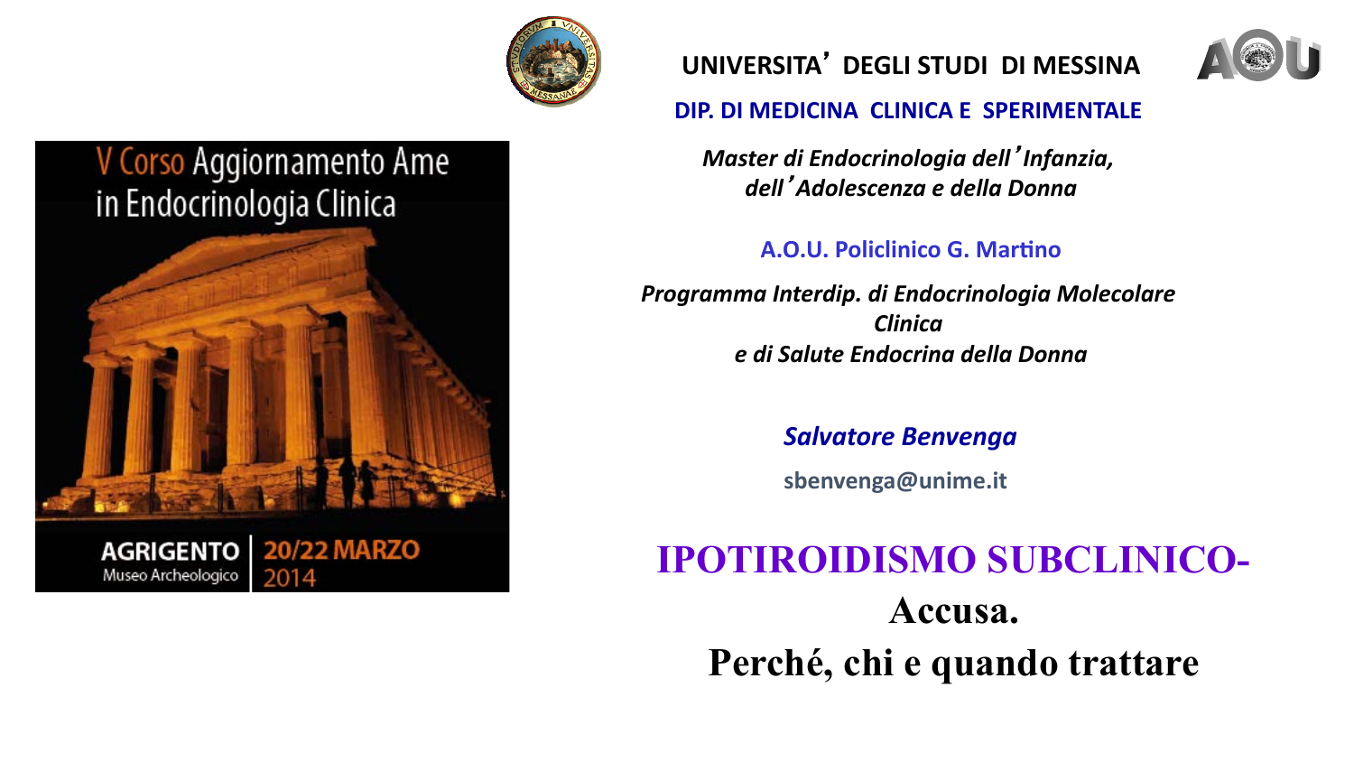V Corso Aggiornamento Ame in Endocrinologia Clinica

AGRIGENTO Museo Archeologico | 20/22 MARZO 2014

**UNIVERSITA' DEGLI STUDI DI MESSINA**

**DIP. DI MEDICINA CLINICA E SPERIMENTALE**

***Master di Endocrinologia dell'Infanzia, dell'Adolescenza e della Donna***

**A.O.U. Policlinico G. Martino**

***Programma Interdip. di Endocrinologia Molecolare Clinica e di Salute Endocrina della Donna***

***Salvatore Benvenga***

**sbenvenga@unime.it**

# IPOTIROIDISMO SUBCLINICO-

# Accusa.

# Perché, chi e quando trattare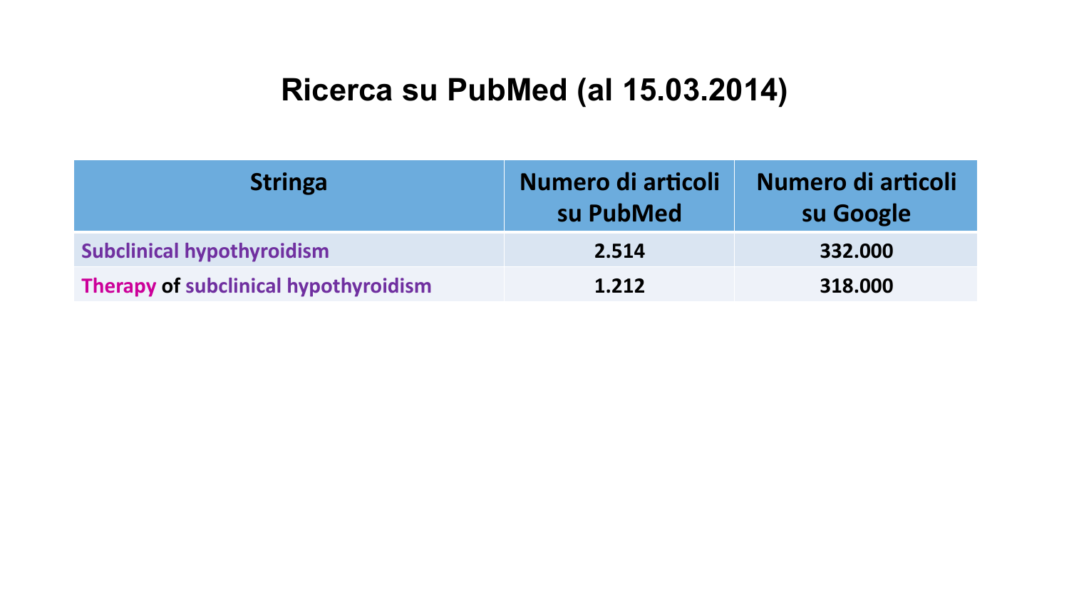# Ricerca su PubMed (al 15.03.2014)

| Stringa | Numero di articoli su PubMed | Numero di articoli su Google |
|---|---|---|
| Subclinical hypothyroidism | 2.514 | 332.000 |
| Therapy of subclinical hypothyroidism | 1.212 | 318.000 |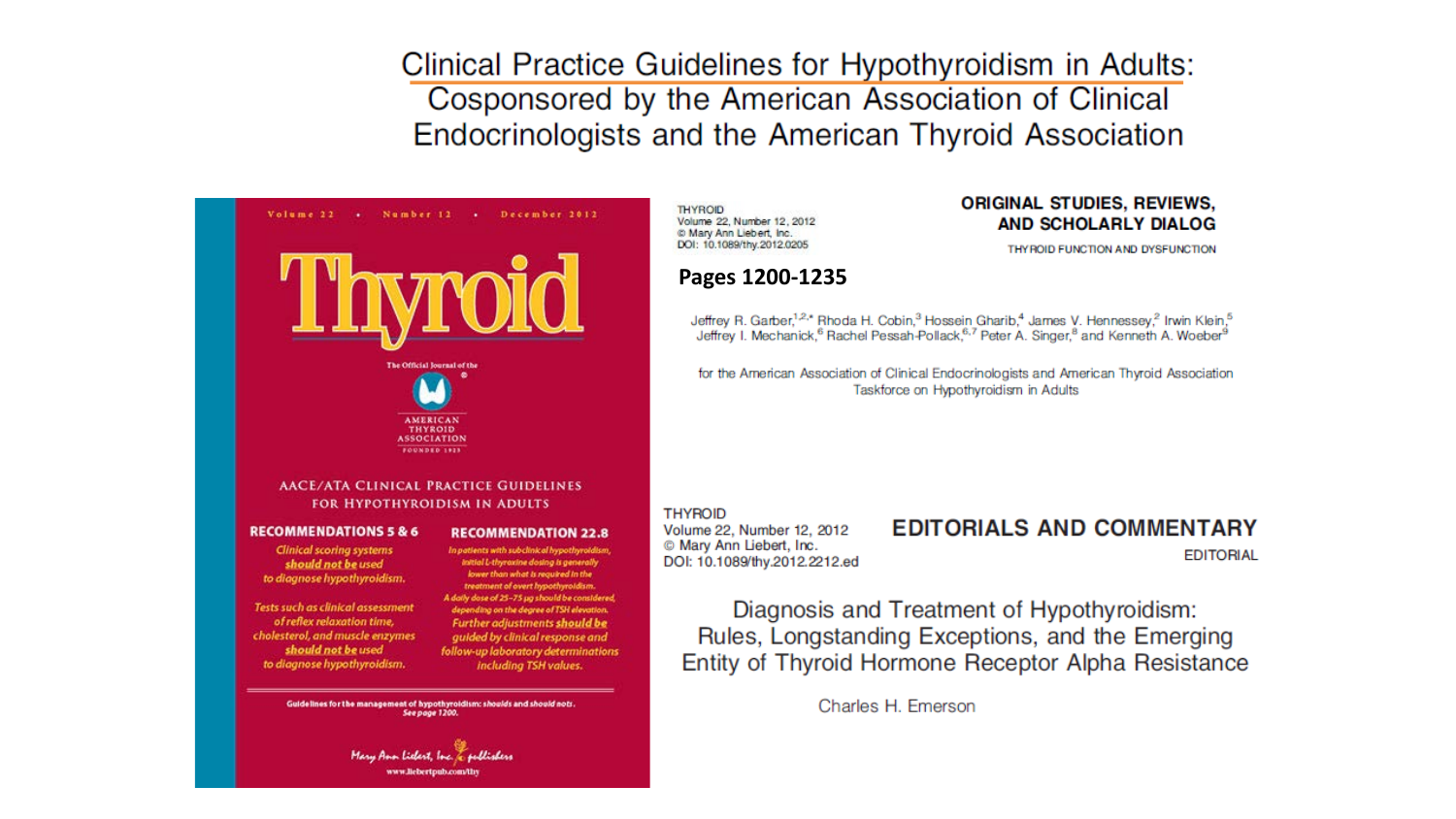# Clinical Practice Guidelines for Hypothyroidism in Adults: Cosponsored by the American Association of Clinical Endocrinologists and the American Thyroid Association

Volume 22 • Number 12 • December 2012

**Thyroid**

The Official Journal of the American Thyroid Association

AACE/ATA CLINICAL PRACTICE GUIDELINES FOR HYPOTHYROIDISM IN ADULTS

**RECOMMENDATIONS 5 & 6**

*Clinical scoring systems **should not be** used to diagnose hypothyroidism.*

*Tests such as clinical assessment of reflex relaxation time, cholesterol, and muscle enzymes **should not be** used to diagnose hypothyroidism.*

**RECOMMENDATION 22.8**

*In patients with subclinical hypothyroidism, initial L-thyroxine dosing is generally lower than what is required in the treatment of overt hypothyroidism. A daily dose of 25–75 μg should be considered, depending on the degree of TSH elevation. Further adjustments **should be** guided by clinical response and follow-up laboratory determinations including TSH values.*

Guidelines for the management of hypothyroidism: *shoulds* and *should nots*. See page 1200.

Mary Ann Liebert, Inc. publishers
www.liebertpub.com/thy

THYROID
Volume 22, Number 12, 2012
© Mary Ann Liebert, Inc.
DOI: 10.1089/thy.2012.0205

**ORIGINAL STUDIES, REVIEWS, AND SCHOLARLY DIALOG**

THYROID FUNCTION AND DYSFUNCTION

**Pages 1200-1235**

Jeffrey R. Garber,[1,2,*] Rhoda H. Cobin,[3] Hossein Gharib,[4] James V. Hennessey,[2] Irwin Klein,[5] Jeffrey I. Mechanick,[6] Rachel Pessah-Pollack,[6,7] Peter A. Singer,[8] and Kenneth A. Woeber[9]

for the American Association of Clinical Endocrinologists and American Thyroid Association Taskforce on Hypothyroidism in Adults

THYROID
Volume 22, Number 12, 2012
© Mary Ann Liebert, Inc.
DOI: 10.1089/thy.2012.2212.ed

**EDITORIALS AND COMMENTARY**

EDITORIAL

## Diagnosis and Treatment of Hypothyroidism: Rules, Longstanding Exceptions, and the Emerging Entity of Thyroid Hormone Receptor Alpha Resistance

Charles H. Emerson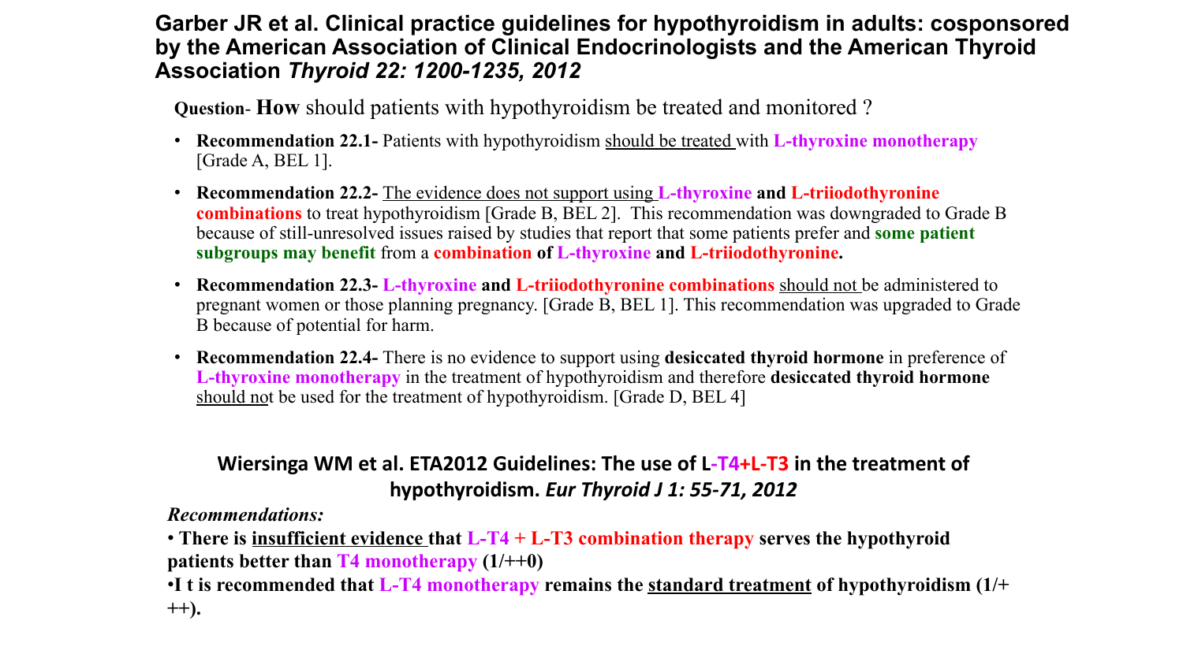## Garber JR et al. Clinical practice guidelines for hypothyroidism in adults: cosponsored by the American Association of Clinical Endocrinologists and the American Thyroid Association *Thyroid 22: 1200-1235, 2012*

**Question**- **How** should patients with hypothyroidism be treated and monitored ?

- **Recommendation 22.1-** Patients with hypothyroidism should be treated with **L-thyroxine monotherapy** [Grade A, BEL 1].
- **Recommendation 22.2-** The evidence does not support using **L-thyroxine** **and** **L-triiodothyronine combinations** to treat hypothyroidism [Grade B, BEL 2]. This recommendation was downgraded to Grade B because of still-unresolved issues raised by studies that report that some patients prefer and **some patient subgroups may benefit** from a **combination** **of** **L-thyroxine** **and** **L-triiodothyronine.**
- **Recommendation 22.3-** **L-thyroxine** **and** **L-triiodothyronine combinations** should not be administered to pregnant women or those planning pregnancy. [Grade B, BEL 1]. This recommendation was upgraded to Grade B because of potential for harm.
- **Recommendation 22.4-** There is no evidence to support using **desiccated thyroid hormone** in preference of **L-thyroxine monotherapy** in the treatment of hypothyroidism and therefore **desiccated thyroid hormone** should not be used for the treatment of hypothyroidism. [Grade D, BEL 4]

## Wiersinga WM et al. ETA2012 Guidelines: The use of L-T4+L-T3 in the treatment of hypothyroidism. *Eur Thyroid J 1: 55-71, 2012*

***Recommendations:***

- **There is insufficient evidence that L-T4 + L-T3 combination therapy serves the hypothyroid patients better than T4 monotherapy (1/++0)**
- **I t is recommended that L-T4 monotherapy remains the standard treatment of hypothyroidism (1/+++).**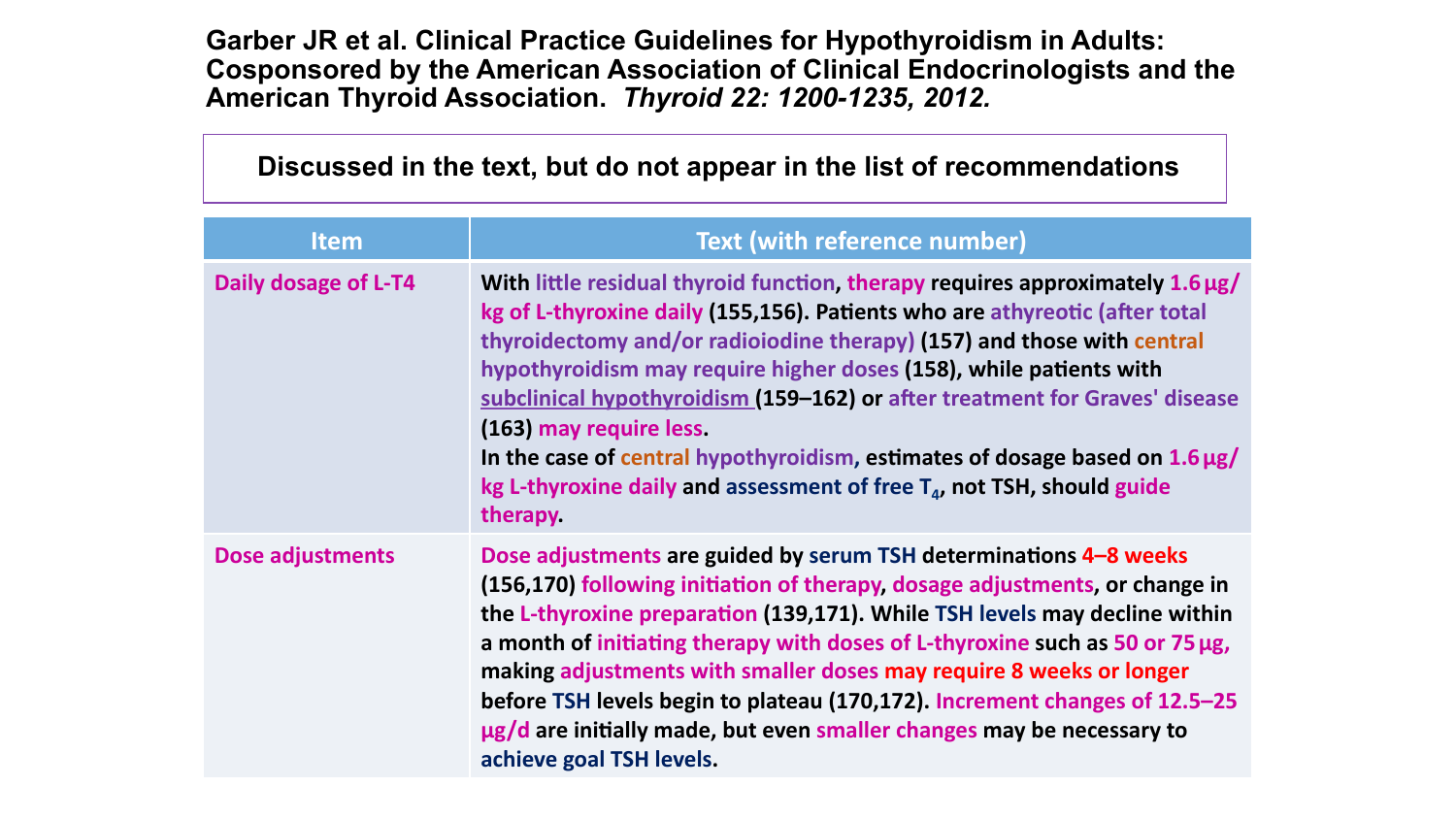**Garber JR et al. Clinical Practice Guidelines for Hypothyroidism in Adults: Cosponsored by the American Association of Clinical Endocrinologists and the American Thyroid Association.** ***Thyroid 22: 1200-1235, 2012.***

**Discussed in the text, but do not appear in the list of recommendations**

| Item | Text (with reference number) |
|---|---|
| **Daily dosage of L-T4** | **With little residual thyroid function, therapy requires approximately 1.6 µg/kg of L-thyroxine daily (155,156). Patients who are athyreotic (after total thyroidectomy and/or radioiodine therapy) (157) and those with central hypothyroidism may require higher doses (158), while patients with subclinical hypothyroidism (159–162) or after treatment for Graves' disease (163) may require less.**<br>**In the case of central hypothyroidism, estimates of dosage based on 1.6 µg/kg L-thyroxine daily and assessment of free $T_4$, not TSH, should guide therapy.** |
| **Dose adjustments** | **Dose adjustments are guided by serum TSH determinations 4–8 weeks (156,170) following initiation of therapy, dosage adjustments, or change in the L-thyroxine preparation (139,171). While TSH levels may decline within a month of initiating therapy with doses of L-thyroxine such as 50 or 75 µg, making adjustments with smaller doses may require 8 weeks or longer before TSH levels begin to plateau (170,172). Increment changes of 12.5–25 µg/d are initially made, but even smaller changes may be necessary to achieve goal TSH levels.** |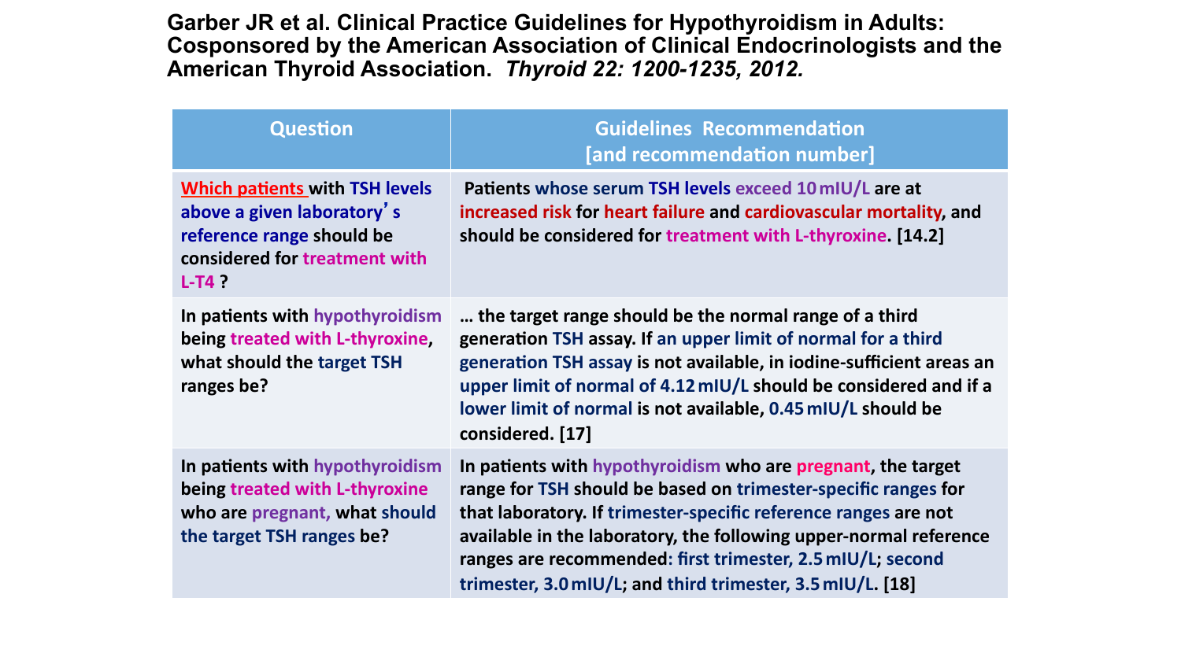**Garber JR et al. Clinical Practice Guidelines for Hypothyroidism in Adults: Cosponsored by the American Association of Clinical Endocrinologists and the American Thyroid Association.** ***Thyroid 22: 1200-1235, 2012.***

| Question | Guidelines Recommendation [and recommendation number] |
|---|---|
| Which patients with TSH levels above a given laboratory's reference range should be considered for treatment with L-T4 ? | Patients whose serum TSH levels exceed 10 mIU/L are at increased risk for heart failure and cardiovascular mortality, and should be considered for treatment with L-thyroxine. [14.2] |
| In patients with hypothyroidism being treated with L-thyroxine, what should the target TSH ranges be? | … the target range should be the normal range of a third generation TSH assay. If an upper limit of normal for a third generation TSH assay is not available, in iodine-sufficient areas an upper limit of normal of 4.12 mIU/L should be considered and if a lower limit of normal is not available, 0.45 mIU/L should be considered. [17] |
| In patients with hypothyroidism being treated with L-thyroxine who are pregnant, what should the target TSH ranges be? | In patients with hypothyroidism who are pregnant, the target range for TSH should be based on trimester-specific ranges for that laboratory. If trimester-specific reference ranges are not available in the laboratory, the following upper-normal reference ranges are recommended: first trimester, 2.5 mIU/L; second trimester, 3.0 mIU/L; and third trimester, 3.5 mIU/L. [18] |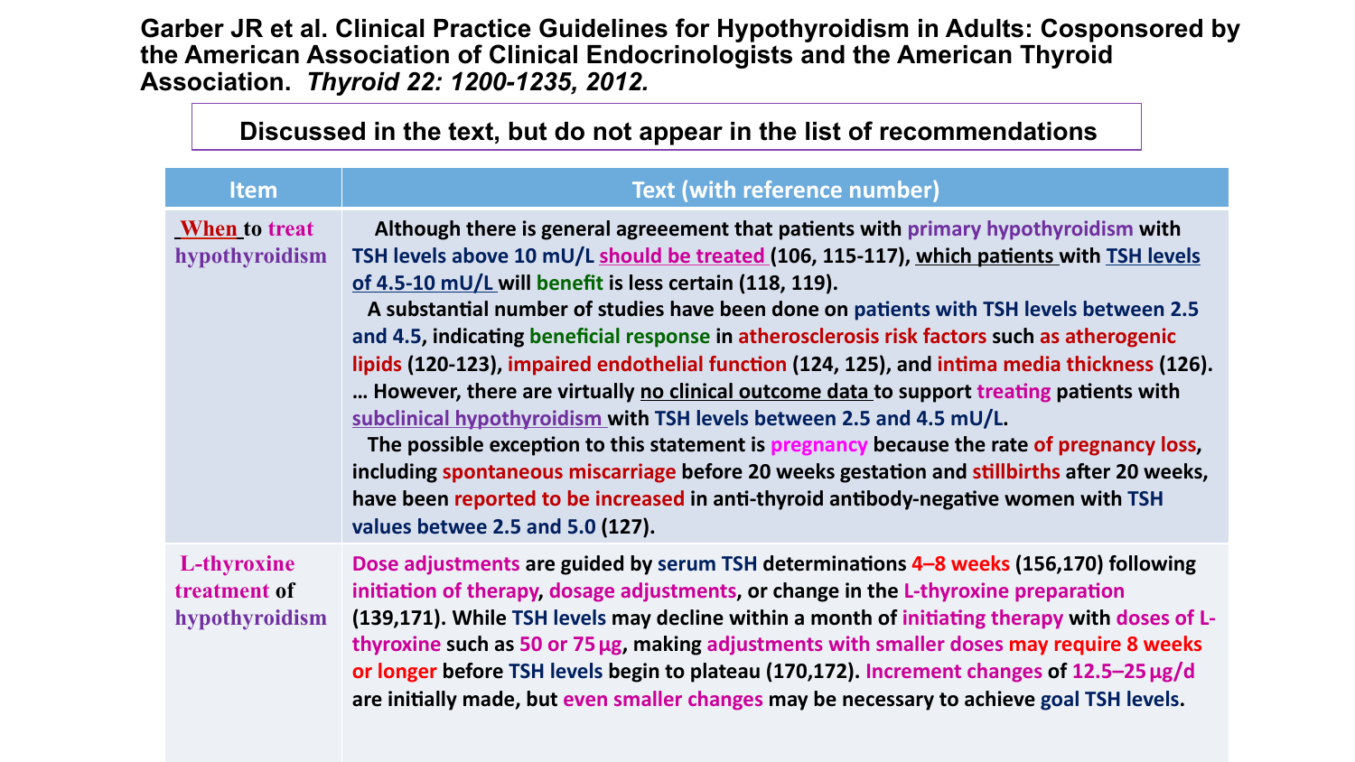**Garber JR et al. Clinical Practice Guidelines for Hypothyroidism in Adults: Cosponsored by the American Association of Clinical Endocrinologists and the American Thyroid Association.** ***Thyroid 22: 1200-1235, 2012.***

**Discussed in the text, but do not appear in the list of recommendations**

| Item | Text (with reference number) |
|---|---|
| **When to treat hypothyroidism** | Although there is general agreeement that patients with primary hypothyroidism with TSH levels above 10 mU/L should be treated (106, 115-117), which patients with TSH levels of 4.5-10 mU/L will benefit is less certain (118, 119).<br>A substantial number of studies have been done on patients with TSH levels between 2.5 and 4.5, indicating beneficial response in atherosclerosis risk factors such as atherogenic lipids (120-123), impaired endothelial function (124, 125), and intima media thickness (126). … However, there are virtually no clinical outcome data to support treating patients with subclinical hypothyroidism with TSH levels between 2.5 and 4.5 mU/L.<br>The possible exception to this statement is pregnancy because the rate of pregnancy loss, including spontaneous miscarriage before 20 weeks gestation and stillbirths after 20 weeks, have been reported to be increased in anti-thyroid antibody-negative women with TSH values betwee 2.5 and 5.0 (127). |
| **L-thyroxine treatment of hypothyroidism** | Dose adjustments are guided by serum TSH determinations 4–8 weeks (156,170) following initiation of therapy, dosage adjustments, or change in the L-thyroxine preparation (139,171). While TSH levels may decline within a month of initiating therapy with doses of L-thyroxine such as 50 or 75 µg, making adjustments with smaller doses may require 8 weeks or longer before TSH levels begin to plateau (170,172). Increment changes of 12.5–25 µg/d are initially made, but even smaller changes may be necessary to achieve goal TSH levels. |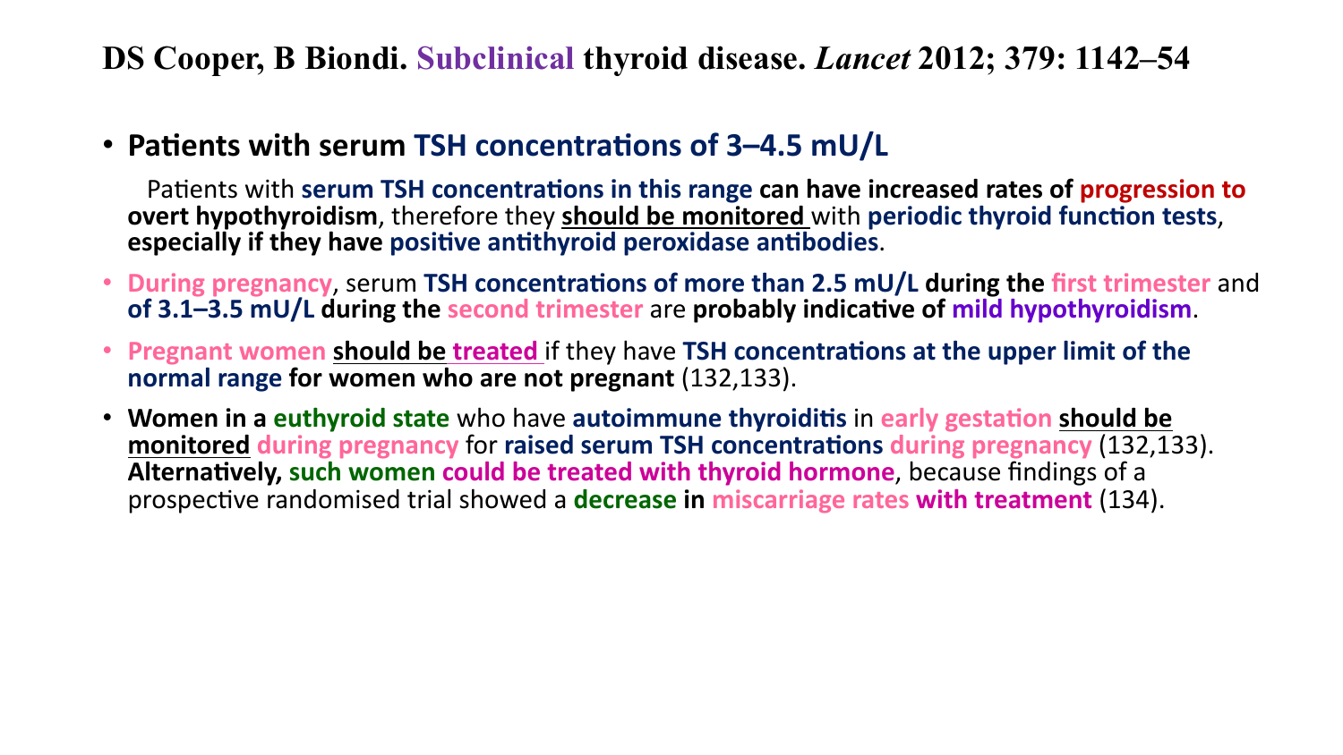## DS Cooper, B Biondi. Subclinical thyroid disease. *Lancet* 2012; 379: 1142–54

- **Patients with serum TSH concentrations of 3–4.5 mU/L**

  Patients with **serum TSH concentrations in this range can have increased rates of progression to overt hypothyroidism**, therefore they **should be monitored** with **periodic thyroid function tests**, **especially if they have positive antithyroid peroxidase antibodies**.

- **During pregnancy**, serum **TSH concentrations of more than 2.5 mU/L during the first trimester** and **of 3.1–3.5 mU/L during the second trimester** are **probably indicative of mild hypothyroidism**.

- **Pregnant women should be treated** if they have **TSH concentrations at the upper limit of the normal range for women who are not pregnant** (132,133).

- **Women in a euthyroid state** who have **autoimmune thyroiditis** in **early gestation should be monitored during pregnancy** for **raised serum TSH concentrations during pregnancy** (132,133). **Alternatively, such women could be treated with thyroid hormone**, because findings of a prospective randomised trial showed a **decrease in miscarriage rates with treatment** (134).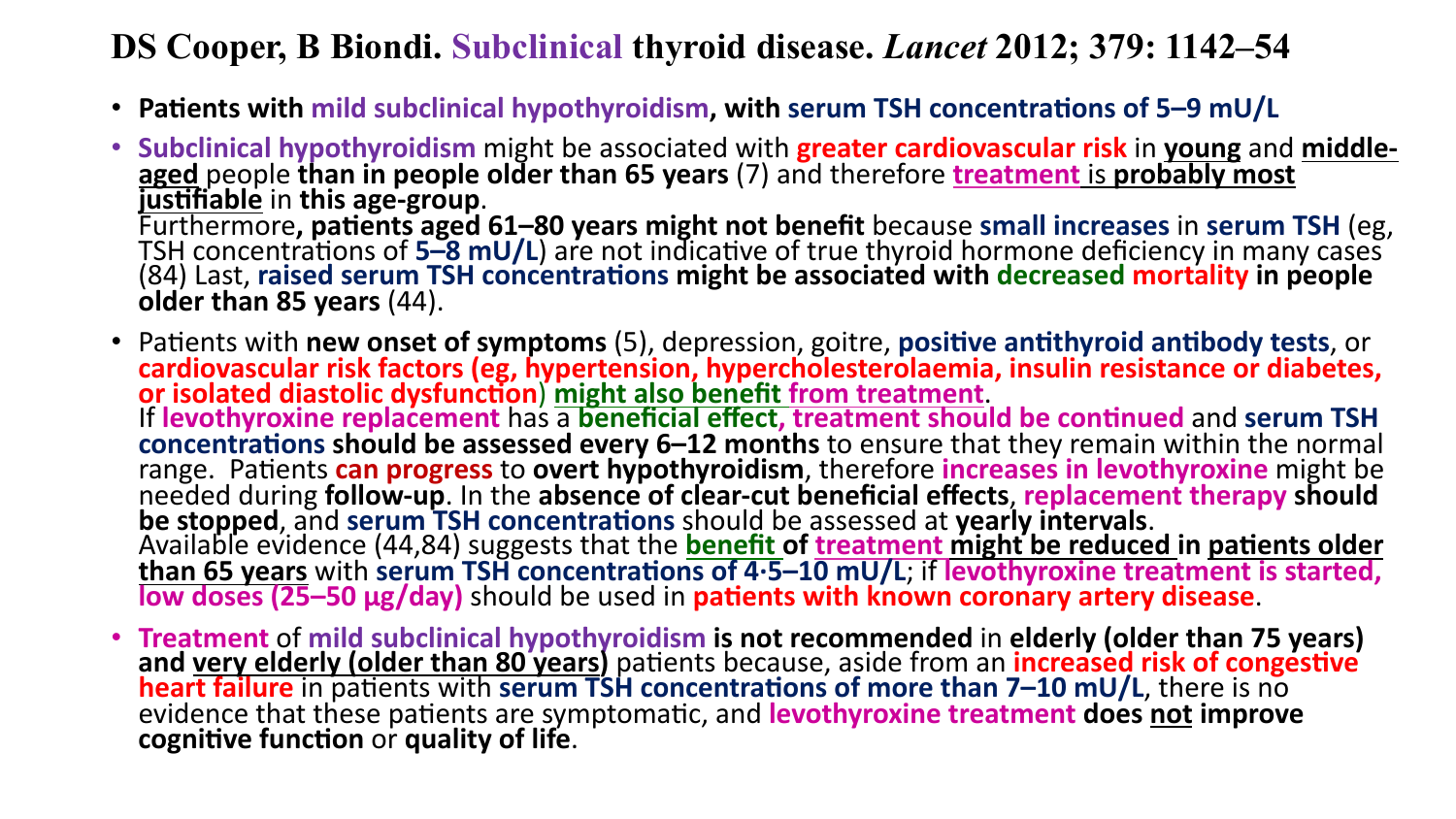# DS Cooper, B Biondi. Subclinical thyroid disease. *Lancet* 2012; 379: 1142–54

- **Patients with mild subclinical hypothyroidism, with serum TSH concentrations of 5–9 mU/L**
- **Subclinical hypothyroidism** might be associated with **greater cardiovascular risk** in **young** and **middle-aged** people **than in people older than 65 years** (7) and therefore **treatment** is **probably most justifiable** in **this age-group**.
  Furthermore**, patients aged 61–80 years might not benefit** because **small increases** in **serum TSH** (eg, TSH concentrations of **5–8 mU/L**) are not indicative of true thyroid hormone deficiency in many cases (84) Last, **raised serum TSH concentrations might be associated with decreased mortality in people older than 85 years** (44).
- Patients with **new onset of symptoms** (5), depression, goitre, **positive antithyroid antibody tests**, or **cardiovascular risk factors (eg, hypertension, hypercholesterolaemia, insulin resistance or diabetes, or isolated diastolic dysfunction) might also benefit from treatment**.
  If **levothyroxine replacement** has a **beneficial effect, treatment should be continued** and **serum TSH concentrations should be assessed every 6–12 months** to ensure that they remain within the normal range. Patients **can progress** to **overt hypothyroidism**, therefore **increases in levothyroxine** might be needed during **follow-up**. In the **absence of clear-cut beneficial effects**, **replacement therapy should be stopped**, and **serum TSH concentrations** should be assessed at **yearly intervals**.
  Available evidence (44,84) suggests that the **benefit of treatment might be reduced in patients older than 65 years** with **serum TSH concentrations of 4·5–10 mU/L**; if **levothyroxine treatment is started, low doses (25–50 µg/day)** should be used in **patients with known coronary artery disease**.
- **Treatment** of **mild subclinical hypothyroidism is not recommended** in **elderly (older than 75 years) and very elderly (older than 80 years)** patients because, aside from an **increased risk of congestive heart failure** in patients with **serum TSH concentrations of more than 7–10 mU/L**, there is no evidence that these patients are symptomatic, and **levothyroxine treatment does not improve cognitive function** or **quality of life**.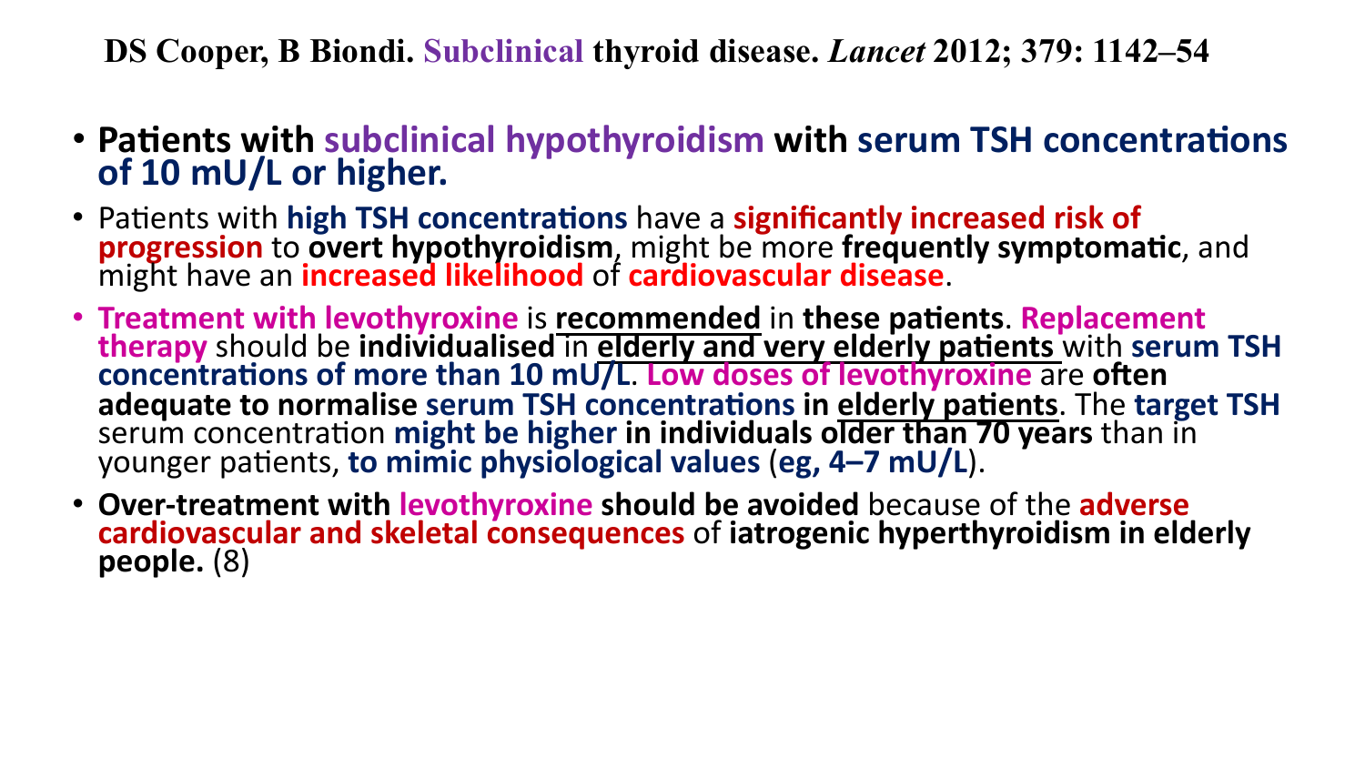**DS Cooper, B Biondi. Subclinical thyroid disease. *Lancet* 2012; 379: 1142–54**

- **Patients with subclinical hypothyroidism with serum TSH concentrations of 10 mU/L or higher.**
- Patients with **high TSH concentrations** have a **significantly increased risk of progression** to **overt hypothyroidism**, might be more **frequently symptomatic**, and might have an **increased likelihood** of **cardiovascular disease**.
- **Treatment with levothyroxine** is **recommended** in **these patients**. **Replacement therapy** should be **individualised** in **elderly and very elderly patients** with **serum TSH concentrations of more than 10 mU/L**. **Low doses of levothyroxine** are **often adequate to normalise serum TSH concentrations in elderly patients**. The **target TSH** serum concentration **might be higher in individuals older than 70 years** than in younger patients, **to mimic physiological values** (**eg, 4–7 mU/L**).
- **Over-treatment with levothyroxine should be avoided** because of the **adverse cardiovascular and skeletal consequences** of **iatrogenic hyperthyroidism in elderly people.** (8)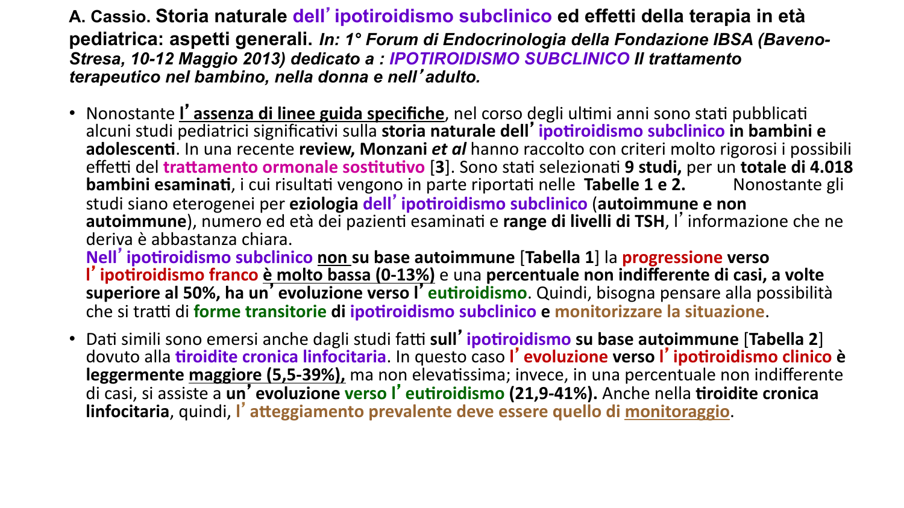**A. Cassio. Storia naturale dell'ipotiroidismo subclinico ed effetti della terapia in età pediatrica: aspetti generali.** ***In: 1° Forum di Endocrinologia della Fondazione IBSA (Baveno-Stresa, 10-12 Maggio 2013) dedicato a : IPOTIROIDISMO SUBCLINICO Il trattamento terapeutico nel bambino, nella donna e nell'adulto.***

- Nonostante <u>**l'assenza di linee guida specifiche**</u>, nel corso degli ultimi anni sono stati pubblicati alcuni studi pediatrici significativi sulla **storia naturale dell'ipotiroidismo subclinico in bambini e adolescenti**. In una recente **review, Monzani** ***et al*** hanno raccolto con criteri molto rigorosi i possibili effetti del **trattamento ormonale sostitutivo** [**3**]. Sono stati selezionati **9 studi,** per un **totale di 4.018 bambini esaminati**, i cui risultati vengono in parte riportati nelle **Tabelle 1 e 2.** Nonostante gli studi siano eterogenei per **eziologia dell'ipotiroidismo subclinico** (**autoimmune e non autoimmune**), numero ed età dei pazienti esaminati e **range di livelli di TSH**, l'informazione che ne deriva è abbastanza chiara.
  **Nell'ipotiroidismo subclinico <u>non</u> su base autoimmune** [**Tabella 1**] la **progressione verso l'ipotiroidismo franco <u>è molto bassa (0-13%)</u>** e una **percentuale non indifferente di casi, a volte superiore al 50%, ha un'evoluzione verso l'eutiroidismo**. Quindi, bisogna pensare alla possibilità che si tratti di **forme transitorie di ipotiroidismo subclinico e monitorizzare la situazione**.

- Dati simili sono emersi anche dagli studi fatti **sull'ipotiroidismo su base autoimmune** [**Tabella 2**] dovuto alla **tiroidite cronica linfocitaria**. In questo caso **l'evoluzione verso l'ipotiroidismo clinico è leggermente <u>maggiore (5,5-39%),</u>** ma non elevatissima; invece, in una percentuale non indifferente di casi, si assiste a **un'evoluzione verso l'eutiroidismo (21,9-41%).** Anche nella **tiroidite cronica linfocitaria**, quindi, **l'atteggiamento prevalente deve essere quello di <u>monitoraggio</u>**.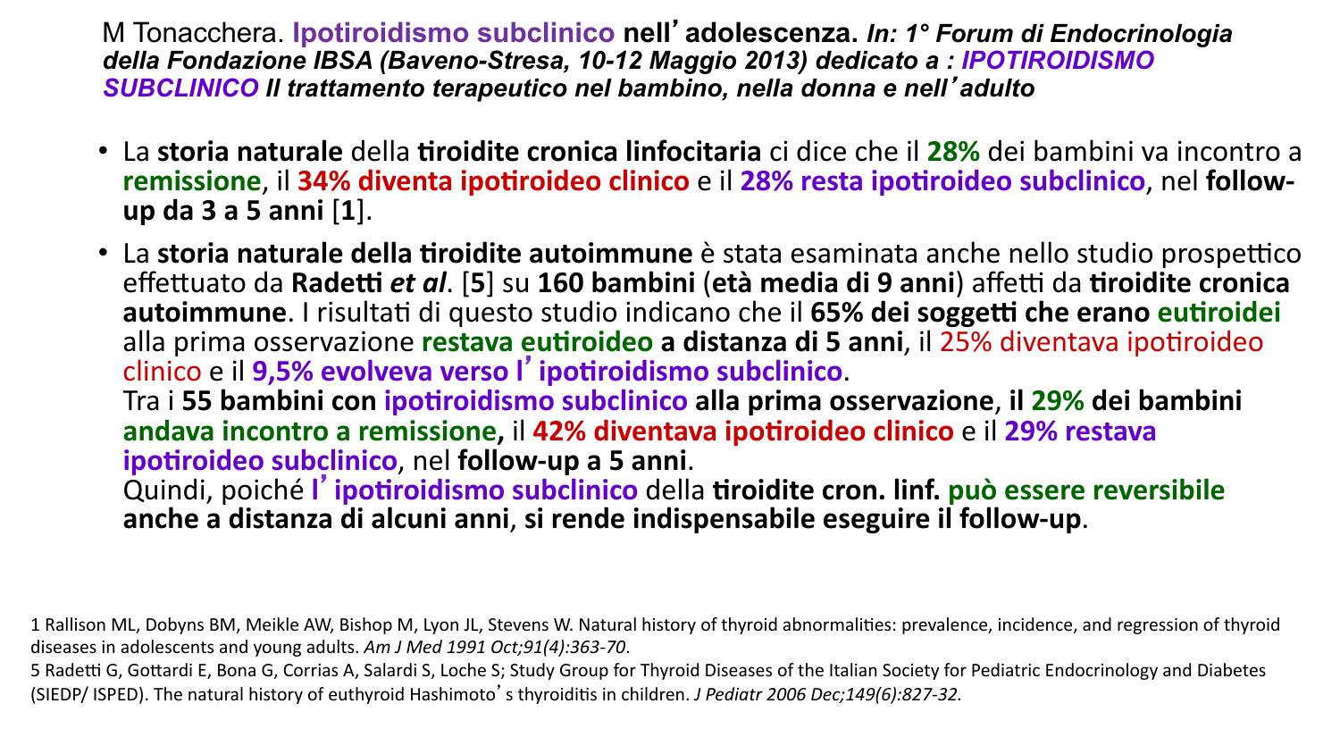M Tonacchera. **Ipotiroidismo subclinico nell'adolescenza.** ***In: 1° Forum di Endocrinologia della Fondazione IBSA (Baveno-Stresa, 10-12 Maggio 2013) dedicato a : IPOTIROIDISMO SUBCLINICO Il trattamento terapeutico nel bambino, nella donna e nell'adulto***

- La **storia naturale** della **tiroidite cronica linfocitaria** ci dice che il **28%** dei bambini va incontro a **remissione**, il **34% diventa ipotiroideo clinico** e il **28% resta ipotiroideo subclinico**, nel **follow-up da 3 a 5 anni** [**1**].
- La **storia naturale della tiroidite autoimmune** è stata esaminata anche nello studio prospettico effettuato da **Radetti *et al*.** [**5**] su **160 bambini** (**età media di 9 anni**) affetti da **tiroidite cronica autoimmune**. I risultati di questo studio indicano che il **65% dei soggetti che erano eutiroidei** alla prima osservazione **restava eutiroideo a distanza di 5 anni**, il 25% diventava ipotiroideo clinico e il **9,5% evolveva verso l'ipotiroidismo subclinico**.
  Tra i **55 bambini con ipotiroidismo subclinico alla prima osservazione**, **il 29% dei bambini andava incontro a remissione,** il **42% diventava ipotiroideo clinico** e il **29% restava ipotiroideo subclinico**, nel **follow-up a 5 anni**.
  Quindi, poiché **l'ipotiroidismo subclinico** della **tiroidite cron. linf. può essere reversibile anche a distanza di alcuni anni**, **si rende indispensabile eseguire il follow-up**.

1 Rallison ML, Dobyns BM, Meikle AW, Bishop M, Lyon JL, Stevens W. Natural history of thyroid abnormalities: prevalence, incidence, and regression of thyroid diseases in adolescents and young adults. *Am J Med 1991 Oct;91(4):363-70*.
5 Radetti G, Gottardi E, Bona G, Corrias A, Salardi S, Loche S; Study Group for Thyroid Diseases of the Italian Society for Pediatric Endocrinology and Diabetes (SIEDP/ ISPED). The natural history of euthyroid Hashimoto's thyroiditis in children. *J Pediatr 2006 Dec;149(6):827-32.*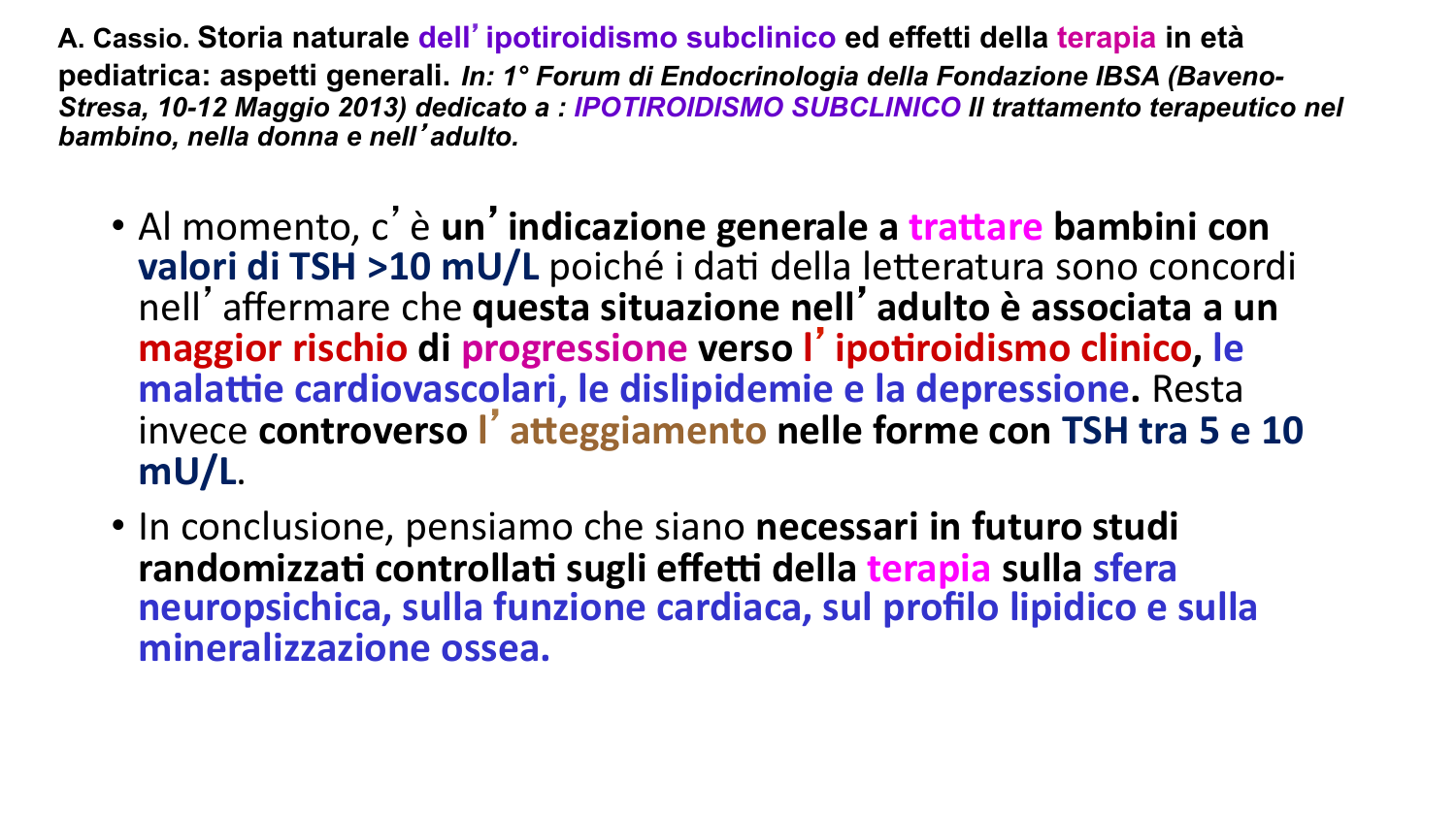**A. Cassio. Storia naturale dell'ipotiroidismo subclinico ed effetti della terapia in età pediatrica: aspetti generali.** ***In: 1° Forum di Endocrinologia della Fondazione IBSA (Baveno-Stresa, 10-12 Maggio 2013) dedicato a : IPOTIROIDISMO SUBCLINICO Il trattamento terapeutico nel bambino, nella donna e nell'adulto.***

- Al momento, c'è **un'indicazione generale a trattare bambini con valori di TSH >10 mU/L** poiché i dati della letteratura sono concordi nell'affermare che **questa situazione nell'adulto è associata a un maggior rischio di progressione verso l'ipotiroidismo clinico, le malattie cardiovascolari, le dislipidemie e la depressione.** Resta invece **controverso l'atteggiamento nelle forme con TSH tra 5 e 10 mU/L**.
- In conclusione, pensiamo che siano **necessari in futuro studi randomizzati controllati sugli effetti della terapia sulla sfera neuropsichica, sulla funzione cardiaca, sul profilo lipidico e sulla mineralizzazione ossea.**